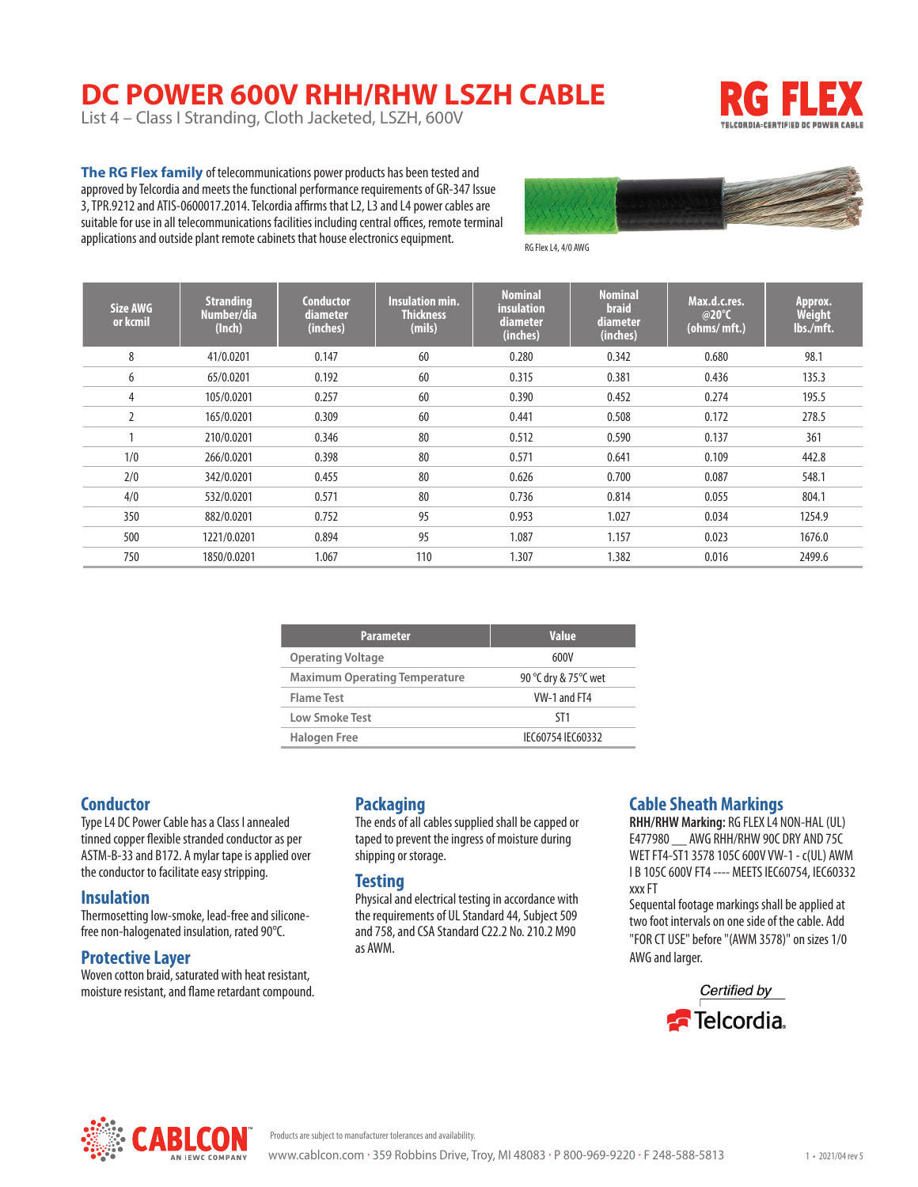# DC POWER 600V RHH/RHW LSZH CABLE

List 4 – Class I Stranding, Cloth Jacketed, LSZH, 600V

RG FLEX
TELCORDIA-CERTIFIED DC POWER CABLE

**The RG Flex family** of telecommunications power products has been tested and approved by Telcordia and meets the functional performance requirements of GR-347 Issue 3, TPR.9212 and ATIS-0600017.2014. Telcordia affirms that L2, L3 and L4 power cables are suitable for use in all telecommunications facilities including central offices, remote terminal applications and outside plant remote cabinets that house electronics equipment.

RG Flex L4, 4/0 AWG

| Size AWG or kcmil | Stranding Number/dia (Inch) | Conductor diameter (inches) | Insulation min. Thickness (mils) | Nominal insulation diameter (inches) | Nominal braid diameter (inches) | Max.d.c.res. @20°C (ohms/ mft.) | Approx. Weight lbs./mft. |
|---|---|---|---|---|---|---|---|
| 8 | 41/0.0201 | 0.147 | 60 | 0.280 | 0.342 | 0.680 | 98.1 |
| 6 | 65/0.0201 | 0.192 | 60 | 0.315 | 0.381 | 0.436 | 135.3 |
| 4 | 105/0.0201 | 0.257 | 60 | 0.390 | 0.452 | 0.274 | 195.5 |
| 2 | 165/0.0201 | 0.309 | 60 | 0.441 | 0.508 | 0.172 | 278.5 |
| 1 | 210/0.0201 | 0.346 | 80 | 0.512 | 0.590 | 0.137 | 361 |
| 1/0 | 266/0.0201 | 0.398 | 80 | 0.571 | 0.641 | 0.109 | 442.8 |
| 2/0 | 342/0.0201 | 0.455 | 80 | 0.626 | 0.700 | 0.087 | 548.1 |
| 4/0 | 532/0.0201 | 0.571 | 80 | 0.736 | 0.814 | 0.055 | 804.1 |
| 350 | 882/0.0201 | 0.752 | 95 | 0.953 | 1.027 | 0.034 | 1254.9 |
| 500 | 1221/0.0201 | 0.894 | 95 | 1.087 | 1.157 | 0.023 | 1676.0 |
| 750 | 1850/0.0201 | 1.067 | 110 | 1.307 | 1.382 | 0.016 | 2499.6 |

| Parameter | Value |
|---|---|
| Operating Voltage | 600V |
| Maximum Operating Temperature | 90 °C dry & 75°C wet |
| Flame Test | VW-1 and FT4 |
| Low Smoke Test | ST1 |
| Halogen Free | IEC60754 IEC60332 |

## Conductor

Type L4 DC Power Cable has a Class I annealed tinned copper flexible stranded conductor as per ASTM-B-33 and B172. A mylar tape is applied over the conductor to facilitate easy stripping.

## Insulation

Thermosetting low-smoke, lead-free and silicone-free non-halogenated insulation, rated 90°C.

## Protective Layer

Woven cotton braid, saturated with heat resistant, moisture resistant, and flame retardant compound.

## Packaging

The ends of all cables supplied shall be capped or taped to prevent the ingress of moisture during shipping or storage.

## Testing

Physical and electrical testing in accordance with the requirements of UL Standard 44, Subject 509 and 758, and CSA Standard C22.2 No. 210.2 M90 as AWM.

## Cable Sheath Markings

**RHH/RHW Marking:** RG FLEX L4 NON-HAL (UL) E477980 __ AWG RHH/RHW 90C DRY AND 75C WET FT4-ST1 3578 105C 600V VW-1 - c(UL) AWM I B 105C 600V FT4 ---- MEETS IEC60754, IEC60332 xxx FT

Sequental footage markings shall be applied at two foot intervals on one side of the cable. Add "FOR CT USE" before "(AWM 3578)" on sizes 1/0 AWG and larger.

Certified by Telcordia.

CABLCON™ AN IEWC COMPANY

Products are subject to manufacturer tolerances and availability.

www.cablcon.com · 359 Robbins Drive, Troy, MI 48083 · P 800-969-9220 · F 248-588-5813

2021/04 rev 5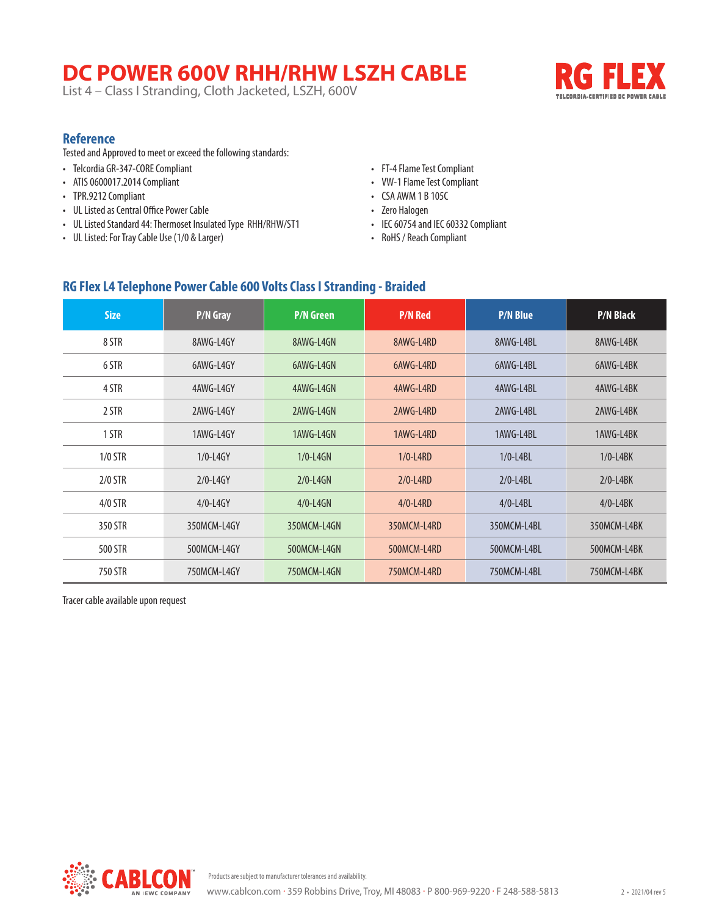# DC POWER 600V RHH/RHW LSZH CABLE

List 4 – Class I Stranding, Cloth Jacketed, LSZH, 600V

RG FLEX
TELCORDIA-CERTIFIED DC POWER CABLE

## Reference

Tested and Approved to meet or exceed the following standards:

- Telcordia GR-347-CORE Compliant
- ATIS 0600017.2014 Compliant
- TPR.9212 Compliant
- UL Listed as Central Office Power Cable
- UL Listed Standard 44: Thermoset Insulated Type RHH/RHW/ST1
- UL Listed: For Tray Cable Use (1/0 & Larger)
- FT-4 Flame Test Compliant
- VW-1 Flame Test Compliant
- CSA AWM 1 B 105C
- Zero Halogen
- IEC 60754 and IEC 60332 Compliant
- RoHS / Reach Compliant

## RG Flex L4 Telephone Power Cable 600 Volts Class I Stranding - Braided

| Size | P/N Gray | P/N Green | P/N Red | P/N Blue | P/N Black |
|---|---|---|---|---|---|
| 8 STR | 8AWG-L4GY | 8AWG-L4GN | 8AWG-L4RD | 8AWG-L4BL | 8AWG-L4BK |
| 6 STR | 6AWG-L4GY | 6AWG-L4GN | 6AWG-L4RD | 6AWG-L4BL | 6AWG-L4BK |
| 4 STR | 4AWG-L4GY | 4AWG-L4GN | 4AWG-L4RD | 4AWG-L4BL | 4AWG-L4BK |
| 2 STR | 2AWG-L4GY | 2AWG-L4GN | 2AWG-L4RD | 2AWG-L4BL | 2AWG-L4BK |
| 1 STR | 1AWG-L4GY | 1AWG-L4GN | 1AWG-L4RD | 1AWG-L4BL | 1AWG-L4BK |
| 1/0 STR | 1/0-L4GY | 1/0-L4GN | 1/0-L4RD | 1/0-L4BL | 1/0-L4BK |
| 2/0 STR | 2/0-L4GY | 2/0-L4GN | 2/0-L4RD | 2/0-L4BL | 2/0-L4BK |
| 4/0 STR | 4/0-L4GY | 4/0-L4GN | 4/0-L4RD | 4/0-L4BL | 4/0-L4BK |
| 350 STR | 350MCM-L4GY | 350MCM-L4GN | 350MCM-L4RD | 350MCM-L4BL | 350MCM-L4BK |
| 500 STR | 500MCM-L4GY | 500MCM-L4GN | 500MCM-L4RD | 500MCM-L4BL | 500MCM-L4BK |
| 750 STR | 750MCM-L4GY | 750MCM-L4GN | 750MCM-L4RD | 750MCM-L4BL | 750MCM-L4BK |

Tracer cable available upon request

CABLCON™ AN IEWC COMPANY

Products are subject to manufacturer tolerances and availability.

www.cablcon.com · 359 Robbins Drive, Troy, MI 48083 · P 800-969-9220 · F 248-588-5813